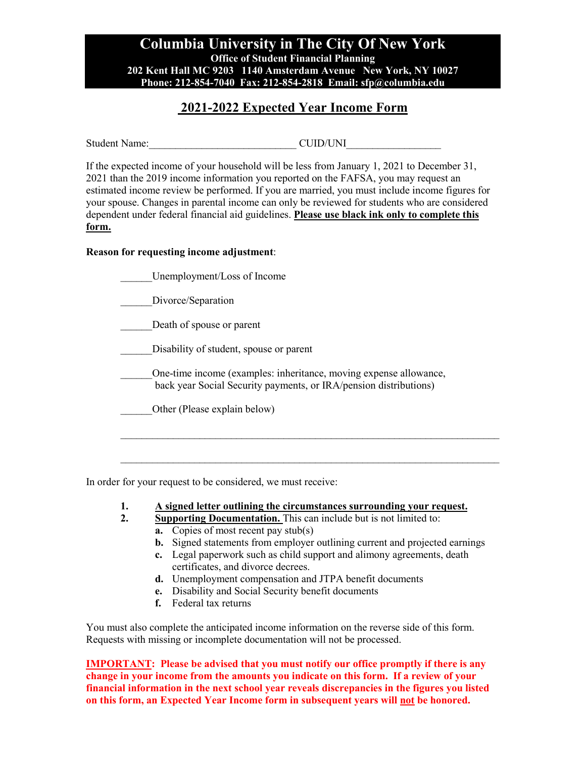# Columbia University in The City Of New York

**Office of Student Financial Planning**
**202 Kent Hall MC 9203 1140 Amsterdam Avenue New York, NY 10027**
**Phone: 212-854-7040 Fax: 212-854-2818 Email: sfp@columbia.edu**

## 2021-2022 Expected Year Income Form

Student Name:___________________________ CUID/UNI_________________

If the expected income of your household will be less from January 1, 2021 to December 31, 2021 than the 2019 income information you reported on the FAFSA, you may request an estimated income review be performed. If you are married, you must include income figures for your spouse. Changes in parental income can only be reviewed for students who are considered dependent under federal financial aid guidelines. **Please use black ink only to complete this form.**

**Reason for requesting income adjustment**:

______Unemployment/Loss of Income

______Divorce/Separation

______Death of spouse or parent

______Disability of student, spouse or parent

______One-time income (examples: inheritance, moving expense allowance, back year Social Security payments, or IRA/pension distributions)

______Other (Please explain below)

_______________________________________________________________________

_______________________________________________________________________

In order for your request to be considered, we must receive:

1. **A signed letter outlining the circumstances surrounding your request.**
2. **Supporting Documentation.** This can include but is not limited to:
   - **a.** Copies of most recent pay stub(s)
   - **b.** Signed statements from employer outlining current and projected earnings
   - **c.** Legal paperwork such as child support and alimony agreements, death certificates, and divorce decrees.
   - **d.** Unemployment compensation and JTPA benefit documents
   - **e.** Disability and Social Security benefit documents
   - **f.** Federal tax returns

You must also complete the anticipated income information on the reverse side of this form. Requests with missing or incomplete documentation will not be processed.

**IMPORTANT: Please be advised that you must notify our office promptly if there is any change in your income from the amounts you indicate on this form. If a review of your financial information in the next school year reveals discrepancies in the figures you listed on this form, an Expected Year Income form in subsequent years will not be honored.**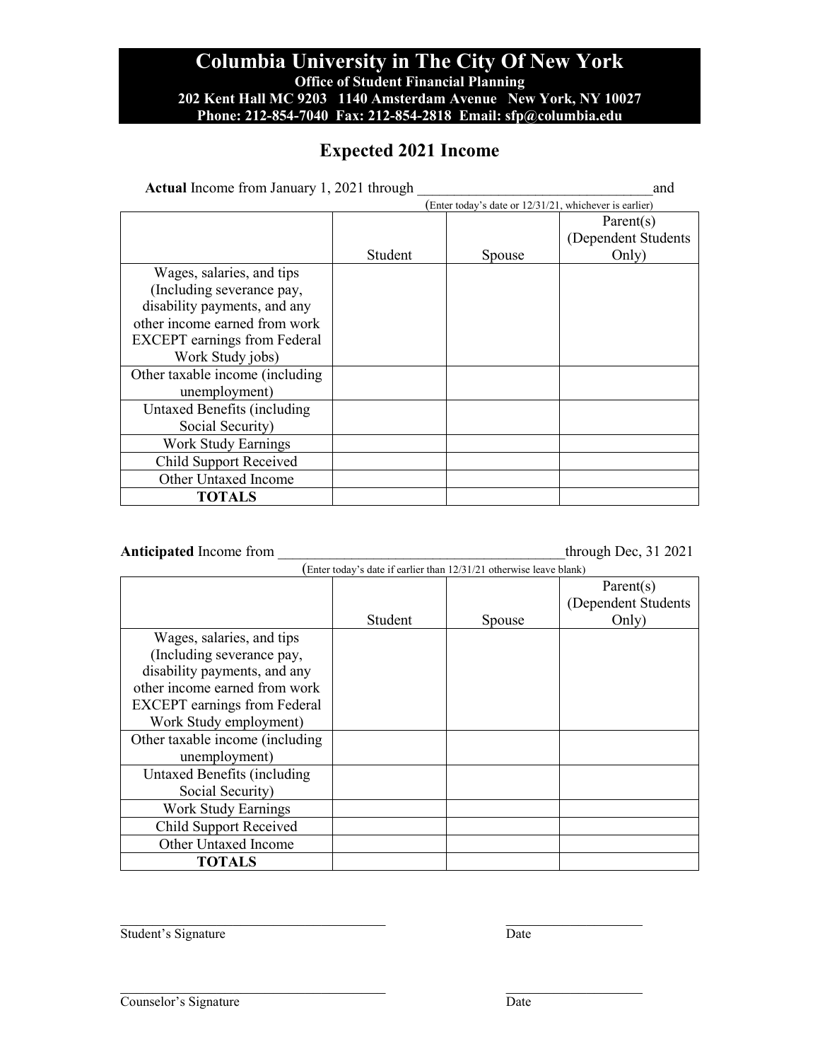**Columbia University in The City Of New York**
**Office of Student Financial Planning**
**202 Kent Hall MC 9203 1140 Amsterdam Avenue New York, NY 10027**
**Phone: 212-854-7040 Fax: 212-854-2818 Email: sfp@columbia.edu**

## Expected 2021 Income

**Actual** Income from January 1, 2021 through \_\_\_\_\_\_\_\_\_\_\_\_\_\_\_\_\_\_\_\_\_\_\_\_\_\_\_\_\_\_\_\_and
(Enter today's date or 12/31/21, whichever is earlier)

| | Student | Spouse | Parent(s) (Dependent Students Only) |
|---|---|---|---|
| Wages, salaries, and tips (Including severance pay, disability payments, and any other income earned from work EXCEPT earnings from Federal Work Study jobs) | | | |
| Other taxable income (including unemployment) | | | |
| Untaxed Benefits (including Social Security) | | | |
| Work Study Earnings | | | |
| Child Support Received | | | |
| Other Untaxed Income | | | |
| **TOTALS** | | | |

**Anticipated** Income from \_\_\_\_\_\_\_\_\_\_\_\_\_\_\_\_\_\_\_\_\_\_\_\_\_\_\_\_\_\_\_\_\_\_\_\_\_\_\_through Dec, 31 2021
(Enter today's date if earlier than 12/31/21 otherwise leave blank)

| | Student | Spouse | Parent(s) (Dependent Students Only) |
|---|---|---|---|
| Wages, salaries, and tips (Including severance pay, disability payments, and any other income earned from work EXCEPT earnings from Federal Work Study employment) | | | |
| Other taxable income (including unemployment) | | | |
| Untaxed Benefits (including Social Security) | | | |
| Work Study Earnings | | | |
| Child Support Received | | | |
| Other Untaxed Income | | | |
| **TOTALS** | | | |

\_\_\_\_\_\_\_\_\_\_\_\_\_\_\_\_\_\_\_\_\_\_\_\_\_\_\_\_\_\_\_\_\_\_\_\_\_ \_\_\_\_\_\_\_\_\_\_\_\_\_\_\_\_\_\_\_\_
Student's Signature Date

\_\_\_\_\_\_\_\_\_\_\_\_\_\_\_\_\_\_\_\_\_\_\_\_\_\_\_\_\_\_\_\_\_\_\_\_\_ \_\_\_\_\_\_\_\_\_\_\_\_\_\_\_\_\_\_\_\_
Counselor's Signature Date